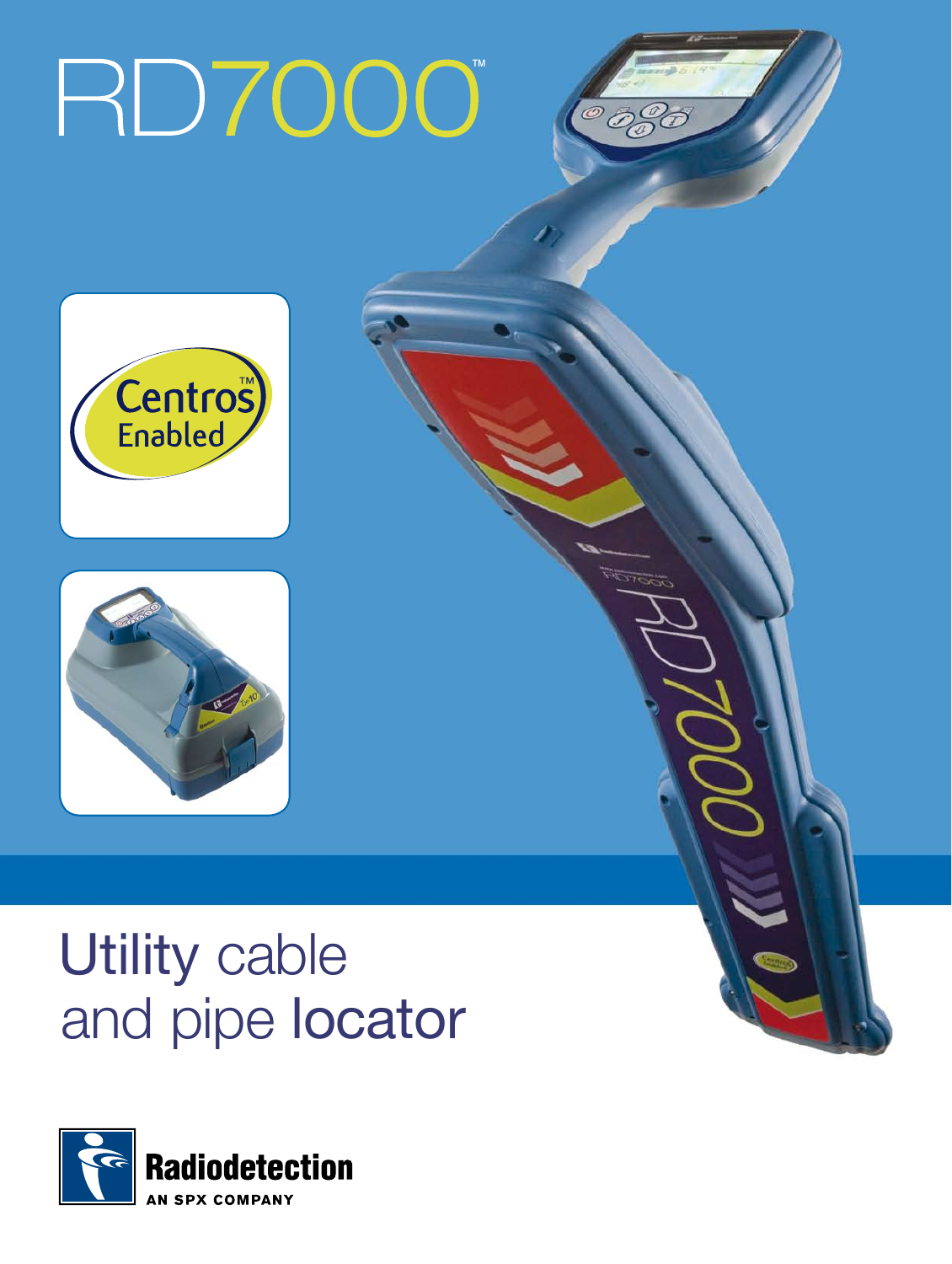# RD7000™

Centros™ Enabled

## Utility cable and pipe locator

Radiodetection

AN SPX COMPANY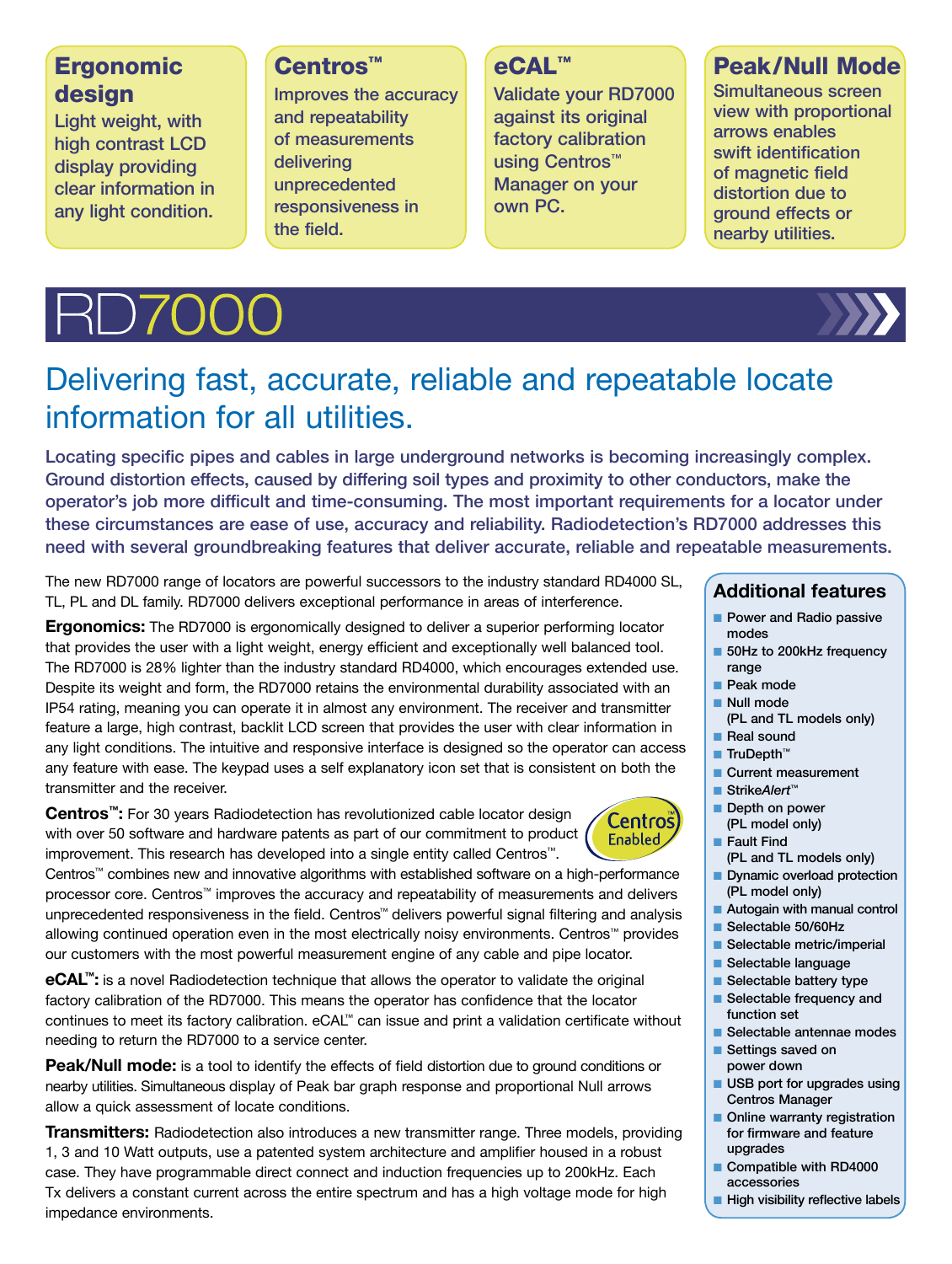## Ergonomic design

Light weight, with high contrast LCD display providing clear information in any light condition.

## Centros™

Improves the accuracy and repeatability of measurements delivering unprecedented responsiveness in the field.

## eCAL™

Validate your RD7000 against its original factory calibration using Centros™ Manager on your own PC.

## Peak/Null Mode

Simultaneous screen view with proportional arrows enables swift identification of magnetic field distortion due to ground effects or nearby utilities.

# RD7000

## Delivering fast, accurate, reliable and repeatable locate information for all utilities.

**Locating specific pipes and cables in large underground networks is becoming increasingly complex. Ground distortion effects, caused by differing soil types and proximity to other conductors, make the operator's job more difficult and time-consuming. The most important requirements for a locator under these circumstances are ease of use, accuracy and reliability. Radiodetection's RD7000 addresses this need with several groundbreaking features that deliver accurate, reliable and repeatable measurements.**

The new RD7000 range of locators are powerful successors to the industry standard RD4000 SL, TL, PL and DL family. RD7000 delivers exceptional performance in areas of interference.

**Ergonomics:** The RD7000 is ergonomically designed to deliver a superior performing locator that provides the user with a light weight, energy efficient and exceptionally well balanced tool. The RD7000 is 28% lighter than the industry standard RD4000, which encourages extended use. Despite its weight and form, the RD7000 retains the environmental durability associated with an IP54 rating, meaning you can operate it in almost any environment. The receiver and transmitter feature a large, high contrast, backlit LCD screen that provides the user with clear information in any light conditions. The intuitive and responsive interface is designed so the operator can access any feature with ease. The keypad uses a self explanatory icon set that is consistent on both the transmitter and the receiver.

**Centros™:** For 30 years Radiodetection has revolutionized cable locator design with over 50 software and hardware patents as part of our commitment to product improvement. This research has developed into a single entity called Centros™. Centros™ combines new and innovative algorithms with established software on a high-performance processor core. Centros™ improves the accuracy and repeatability of measurements and delivers unprecedented responsiveness in the field. Centros™ delivers powerful signal filtering and analysis allowing continued operation even in the most electrically noisy environments. Centros™ provides our customers with the most powerful measurement engine of any cable and pipe locator.

Centros Enabled

**eCAL™:** is a novel Radiodetection technique that allows the operator to validate the original factory calibration of the RD7000. This means the operator has confidence that the locator continues to meet its factory calibration. eCAL™ can issue and print a validation certificate without needing to return the RD7000 to a service center.

**Peak/Null mode:** is a tool to identify the effects of field distortion due to ground conditions or nearby utilities. Simultaneous display of Peak bar graph response and proportional Null arrows allow a quick assessment of locate conditions.

**Transmitters:** Radiodetection also introduces a new transmitter range. Three models, providing 1, 3 and 10 Watt outputs, use a patented system architecture and amplifier housed in a robust case. They have programmable direct connect and induction frequencies up to 200kHz. Each Tx delivers a constant current across the entire spectrum and has a high voltage mode for high impedance environments.

### Additional features

- Power and Radio passive modes
- 50Hz to 200kHz frequency range
- Peak mode
- Null mode (PL and TL models only)
- Real sound
- TruDepth™
- Current measurement
- Strike*Alert*™
- Depth on power (PL model only)
- Fault Find (PL and TL models only)
- Dynamic overload protection (PL model only)
- Autogain with manual control
- Selectable 50/60Hz
- Selectable metric/imperial
- Selectable language
- Selectable battery type
- Selectable frequency and function set
- Selectable antennae modes
- Settings saved on power down
- USB port for upgrades using Centros Manager
- Online warranty registration for firmware and feature upgrades
- Compatible with RD4000 accessories
- High visibility reflective labels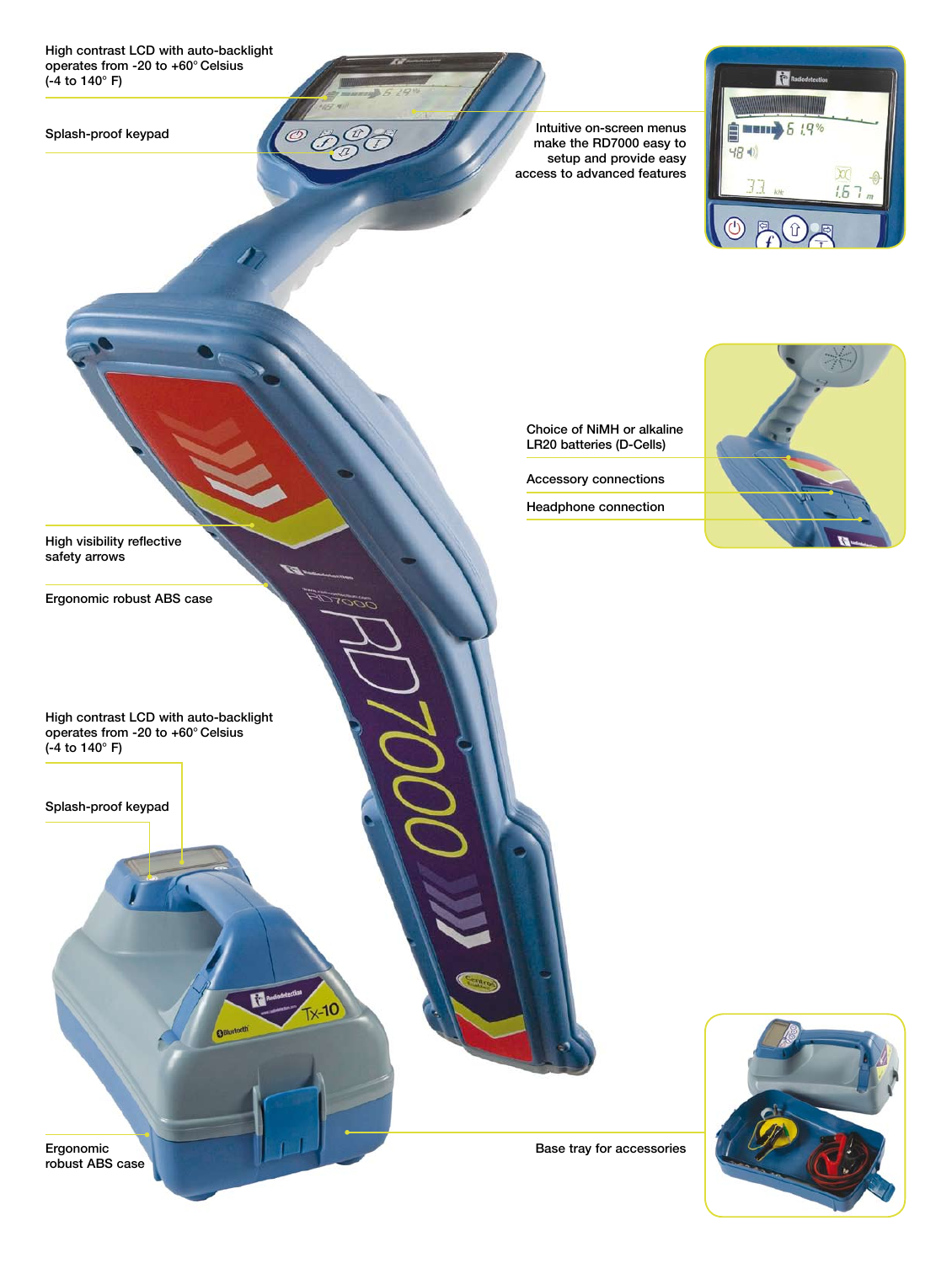High contrast LCD with auto-backlight operates from -20 to +60° Celsius (-4 to 140° F)

Splash-proof keypad

Intuitive on-screen menus make the RD7000 easy to setup and provide easy access to advanced features

Choice of NiMH or alkaline LR20 batteries (D-Cells)

Accessory connections

Headphone connection

High visibility reflective safety arrows

Ergonomic robust ABS case

High contrast LCD with auto-backlight operates from -20 to +60° Celsius (-4 to 140° F)

Splash-proof keypad

Ergonomic robust ABS case

Base tray for accessories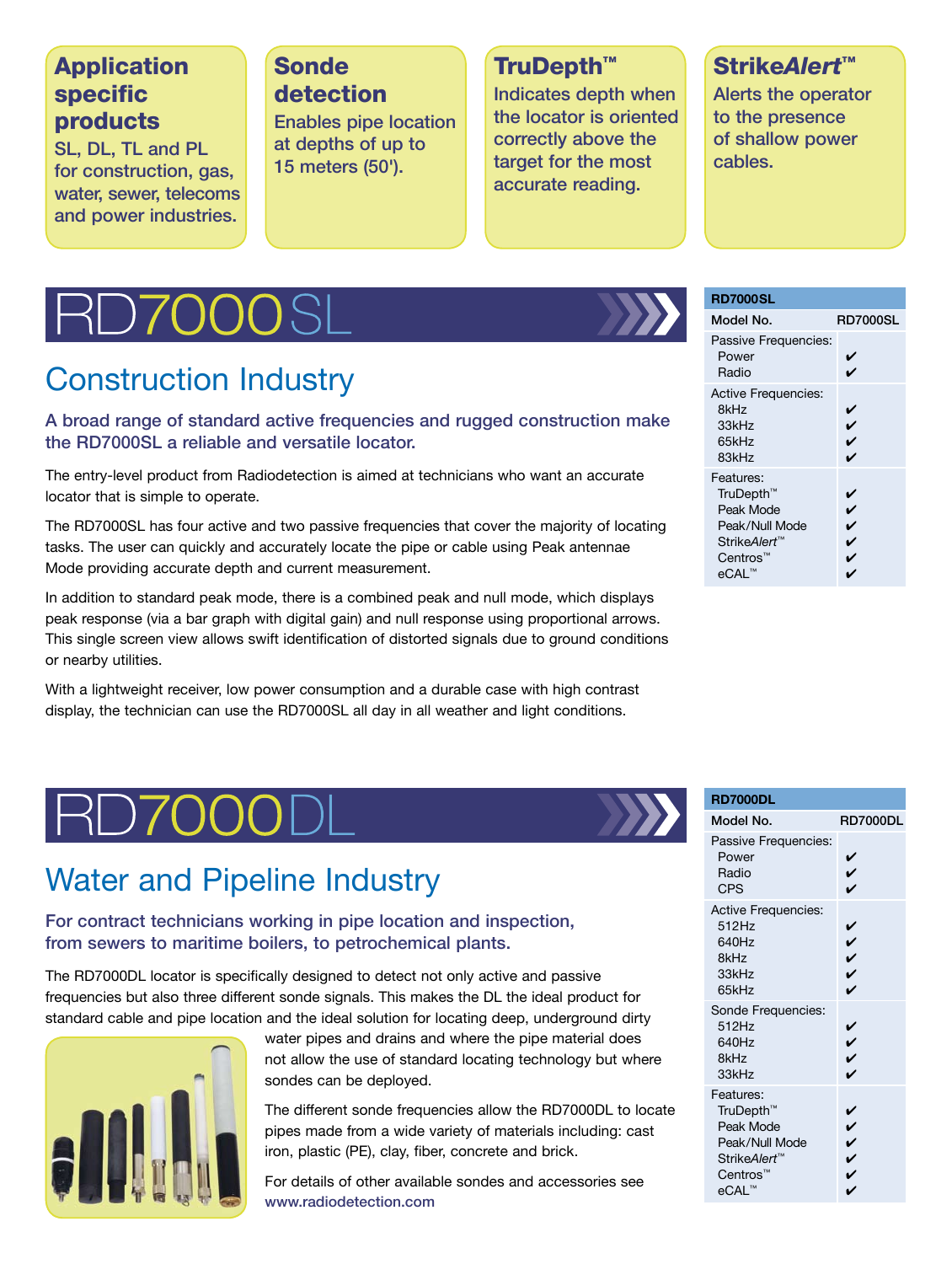### Application specific products

SL, DL, TL and PL for construction, gas, water, sewer, telecoms and power industries.

### Sonde detection

Enables pipe location at depths of up to 15 meters (50').

### TruDepth™

Indicates depth when the locator is oriented correctly above the target for the most accurate reading.

### Strike*Alert*™

Alerts the operator to the presence of shallow power cables.

# RD7000SL

## Construction Industry

**A broad range of standard active frequencies and rugged construction make the RD7000SL a reliable and versatile locator.**

The entry-level product from Radiodetection is aimed at technicians who want an accurate locator that is simple to operate.

The RD7000SL has four active and two passive frequencies that cover the majority of locating tasks. The user can quickly and accurately locate the pipe or cable using Peak antennae Mode providing accurate depth and current measurement.

In addition to standard peak mode, there is a combined peak and null mode, which displays peak response (via a bar graph with digital gain) and null response using proportional arrows. This single screen view allows swift identification of distorted signals due to ground conditions or nearby utilities.

With a lightweight receiver, low power consumption and a durable case with high contrast display, the technician can use the RD7000SL all day in all weather and light conditions.

| RD7000SL | |
|---|---|
| Model No. | RD7000SL |
| Passive Frequencies: | |
| Power | ✔ |
| Radio | ✔ |
| Active Frequencies: | |
| 8kHz | ✔ |
| 33kHz | ✔ |
| 65kHz | ✔ |
| 83kHz | ✔ |
| Features: | |
| TruDepth™ | ✔ |
| Peak Mode | ✔ |
| Peak/Null Mode | ✔ |
| Strike*Alert*™ | ✔ |
| Centros™ | ✔ |
| eCAL™ | ✔ |

# RD7000DL

## Water and Pipeline Industry

**For contract technicians working in pipe location and inspection, from sewers to maritime boilers, to petrochemical plants.**

The RD7000DL locator is specifically designed to detect not only active and passive frequencies but also three different sonde signals. This makes the DL the ideal product for standard cable and pipe location and the ideal solution for locating deep, underground dirty water pipes and drains and where the pipe material does not allow the use of standard locating technology but where sondes can be deployed.

The different sonde frequencies allow the RD7000DL to locate pipes made from a wide variety of materials including: cast iron, plastic (PE), clay, fiber, concrete and brick.

For details of other available sondes and accessories see www.radiodetection.com

| RD7000DL | |
|---|---|
| Model No. | RD7000DL |
| Passive Frequencies: | |
| Power | ✔ |
| Radio | ✔ |
| CPS | ✔ |
| Active Frequencies: | |
| 512Hz | ✔ |
| 640Hz | ✔ |
| 8kHz | ✔ |
| 33kHz | ✔ |
| 65kHz | ✔ |
| Sonde Frequencies: | |
| 512Hz | ✔ |
| 640Hz | ✔ |
| 8kHz | ✔ |
| 33kHz | ✔ |
| Features: | |
| TruDepth™ | ✔ |
| Peak Mode | ✔ |
| Peak/Null Mode | ✔ |
| Strike*Alert*™ | ✔ |
| Centros™ | ✔ |
| eCAL™ | ✔ |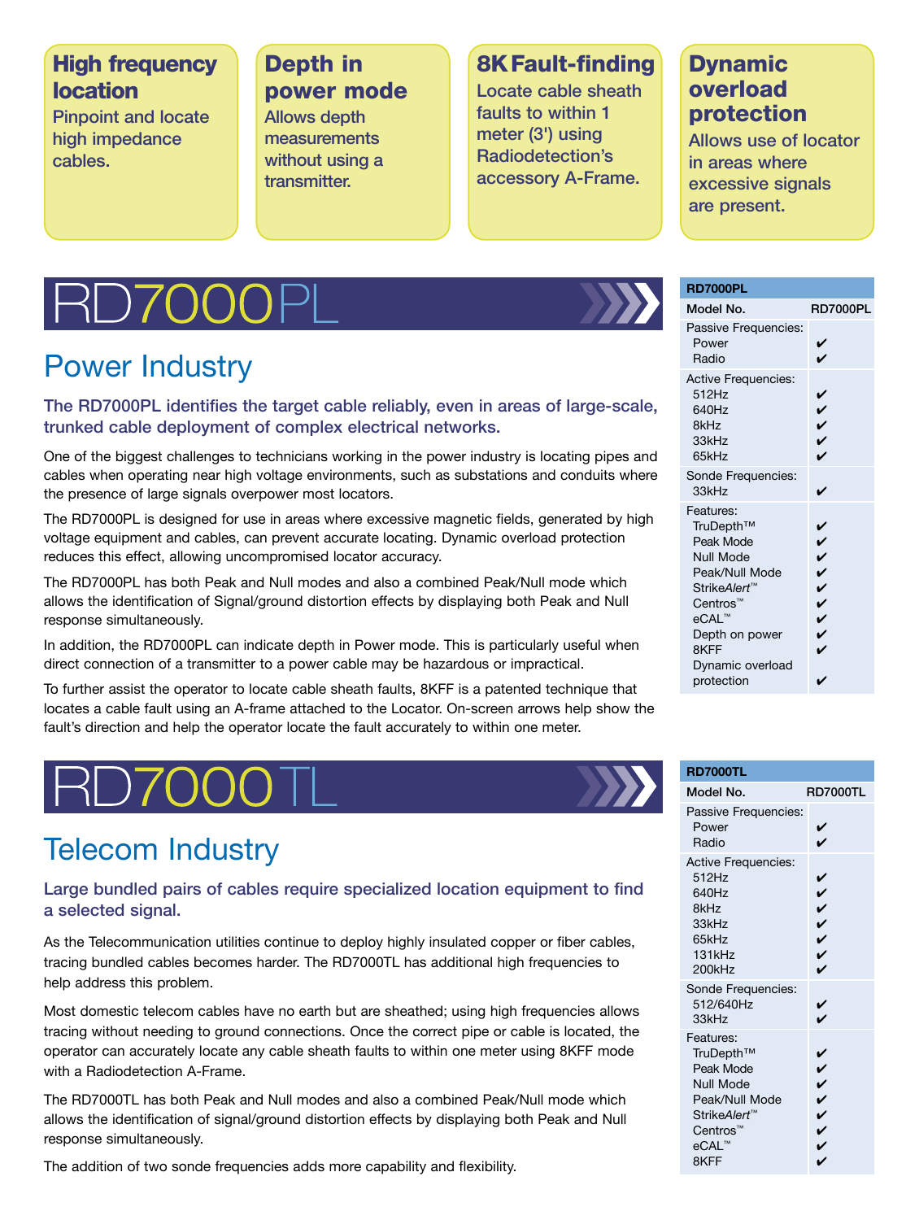**High frequency location**
Pinpoint and locate high impedance cables.

**Depth in power mode**
Allows depth measurements without using a transmitter.

**8K Fault-finding**
Locate cable sheath faults to within 1 meter (3') using Radiodetection's accessory A-Frame.

**Dynamic overload protection**
Allows use of locator in areas where excessive signals are present.

# RD7000PL

## Power Industry

### The RD7000PL identifies the target cable reliably, even in areas of large-scale, trunked cable deployment of complex electrical networks.

One of the biggest challenges to technicians working in the power industry is locating pipes and cables when operating near high voltage environments, such as substations and conduits where the presence of large signals overpower most locators.

The RD7000PL is designed for use in areas where excessive magnetic fields, generated by high voltage equipment and cables, can prevent accurate locating. Dynamic overload protection reduces this effect, allowing uncompromised locator accuracy.

The RD7000PL has both Peak and Null modes and also a combined Peak/Null mode which allows the identification of Signal/ground distortion effects by displaying both Peak and Null response simultaneously.

In addition, the RD7000PL can indicate depth in Power mode. This is particularly useful when direct connection of a transmitter to a power cable may be hazardous or impractical.

To further assist the operator to locate cable sheath faults, 8KFF is a patented technique that locates a cable fault using an A-frame attached to the Locator. On-screen arrows help show the fault's direction and help the operator locate the fault accurately to within one meter.

| RD7000PL | |
|---|---|
| Model No. | RD7000PL |
| **Passive Frequencies:** | |
| Power | ✔ |
| Radio | ✔ |
| **Active Frequencies:** | |
| 512Hz | ✔ |
| 640Hz | ✔ |
| 8kHz | ✔ |
| 33kHz | ✔ |
| 65kHz | ✔ |
| **Sonde Frequencies:** | |
| 33kHz | ✔ |
| **Features:** | |
| TruDepth™ | ✔ |
| Peak Mode | ✔ |
| Null Mode | ✔ |
| Peak/Null Mode | ✔ |
| Strike*Alert*™ | ✔ |
| Centros™ | ✔ |
| eCAL™ | ✔ |
| Depth on power | ✔ |
| 8KFF | ✔ |
| Dynamic overload protection | ✔ |

# RD7000TL

## Telecom Industry

### Large bundled pairs of cables require specialized location equipment to find a selected signal.

As the Telecommunication utilities continue to deploy highly insulated copper or fiber cables, tracing bundled cables becomes harder. The RD7000TL has additional high frequencies to help address this problem.

Most domestic telecom cables have no earth but are sheathed; using high frequencies allows tracing without needing to ground connections. Once the correct pipe or cable is located, the operator can accurately locate any cable sheath faults to within one meter using 8KFF mode with a Radiodetection A-Frame.

The RD7000TL has both Peak and Null modes and also a combined Peak/Null mode which allows the identification of signal/ground distortion effects by displaying both Peak and Null response simultaneously.

The addition of two sonde frequencies adds more capability and flexibility.

| RD7000TL | |
|---|---|
| Model No. | RD7000TL |
| **Passive Frequencies:** | |
| Power | ✔ |
| Radio | ✔ |
| **Active Frequencies:** | |
| 512Hz | ✔ |
| 640Hz | ✔ |
| 8kHz | ✔ |
| 33kHz | ✔ |
| 65kHz | ✔ |
| 131kHz | ✔ |
| 200kHz | ✔ |
| **Sonde Frequencies:** | |
| 512/640Hz | ✔ |
| 33kHz | ✔ |
| **Features:** | |
| TruDepth™ | ✔ |
| Peak Mode | ✔ |
| Null Mode | ✔ |
| Peak/Null Mode | ✔ |
| Strike*Alert*™ | ✔ |
| Centros™ | ✔ |
| eCAL™ | ✔ |
| 8KFF | ✔ |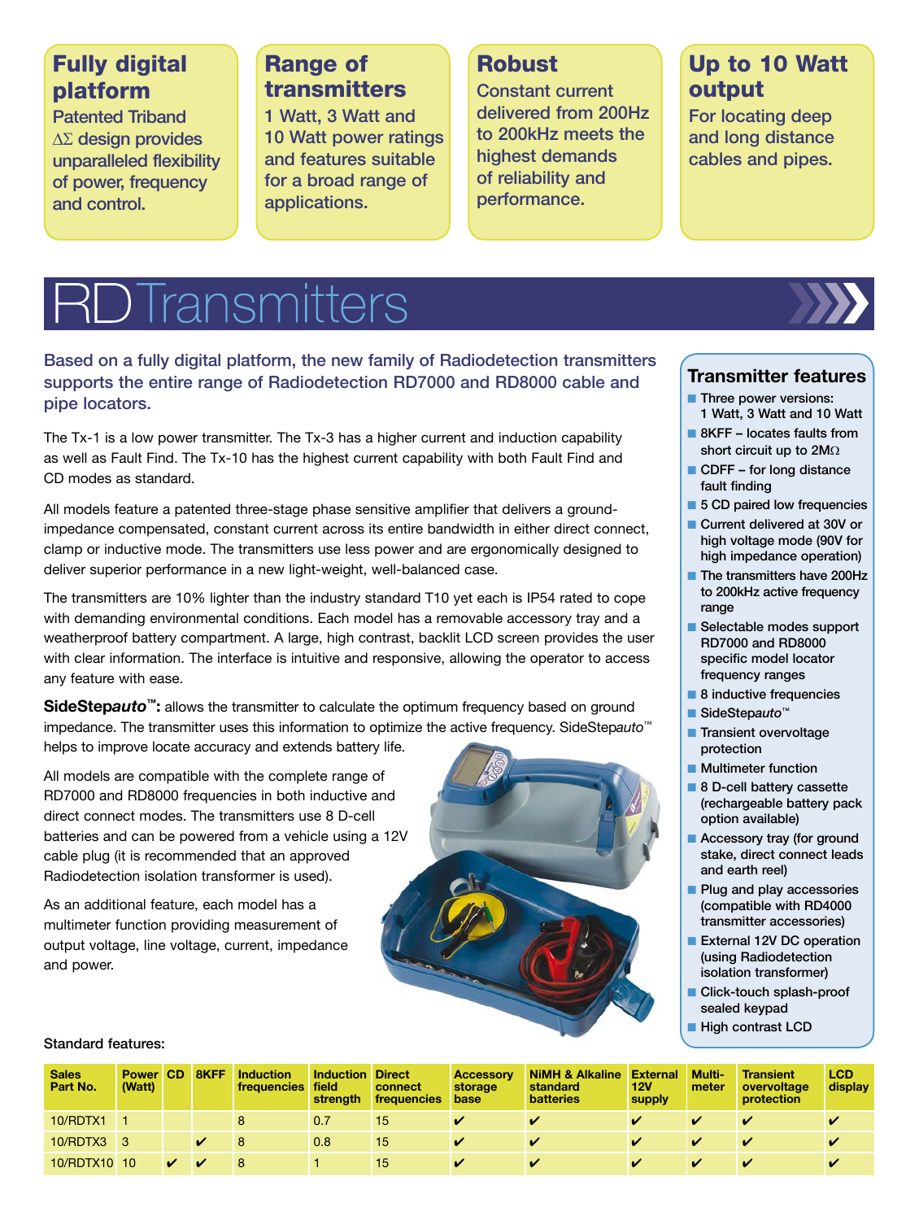**Fully digital platform**
Patented Triband $\Delta\Sigma$ design provides unparalleled flexibility of power, frequency and control.

**Range of transmitters**
1 Watt, 3 Watt and 10 Watt power ratings and features suitable for a broad range of applications.

**Robust**
Constant current delivered from 200Hz to 200kHz meets the highest demands of reliability and performance.

**Up to 10 Watt output**
For locating deep and long distance cables and pipes.

# RD Transmitters

## Based on a fully digital platform, the new family of Radiodetection transmitters supports the entire range of Radiodetection RD7000 and RD8000 cable and pipe locators.

The Tx-1 is a low power transmitter. The Tx-3 has a higher current and induction capability as well as Fault Find. The Tx-10 has the highest current capability with both Fault Find and CD modes as standard.

All models feature a patented three-stage phase sensitive amplifier that delivers a ground-impedance compensated, constant current across its entire bandwidth in either direct connect, clamp or inductive mode. The transmitters use less power and are ergonomically designed to deliver superior performance in a new light-weight, well-balanced case.

The transmitters are 10% lighter than the industry standard T10 yet each is IP54 rated to cope with demanding environmental conditions. Each model has a removable accessory tray and a weatherproof battery compartment. A large, high contrast, backlit LCD screen provides the user with clear information. The interface is intuitive and responsive, allowing the operator to access any feature with ease.

**SideStep*auto*™:** allows the transmitter to calculate the optimum frequency based on ground impedance. The transmitter uses this information to optimize the active frequency. SideStep*auto*™ helps to improve locate accuracy and extends battery life.

All models are compatible with the complete range of RD7000 and RD8000 frequencies in both inductive and direct connect modes. The transmitters use 8 D-cell batteries and can be powered from a vehicle using a 12V cable plug (it is recommended that an approved Radiodetection isolation transformer is used).

As an additional feature, each model has a multimeter function providing measurement of output voltage, line voltage, current, impedance and power.

### Transmitter features

- Three power versions: 1 Watt, 3 Watt and 10 Watt
- 8KFF – locates faults from short circuit up to 2MΩ
- CDFF – for long distance fault finding
- 5 CD paired low frequencies
- Current delivered at 30V or high voltage mode (90V for high impedance operation)
- The transmitters have 200Hz to 200kHz active frequency range
- Selectable modes support RD7000 and RD8000 specific model locator frequency ranges
- 8 inductive frequencies
- SideStep*auto*™
- Transient overvoltage protection
- Multimeter function
- 8 D-cell battery cassette (rechargeable battery pack option available)
- Accessory tray (for ground stake, direct connect leads and earth reel)
- Plug and play accessories (compatible with RD4000 transmitter accessories)
- External 12V DC operation (using Radiodetection isolation transformer)
- Click-touch splash-proof sealed keypad
- High contrast LCD

**Standard features:**

| Sales Part No. | Power (Watt) | CD | 8KFF | Induction frequencies | Induction field strength | Direct connect frequencies | Accessory storage base | NiMH & Alkaline standard batteries | External 12V supply | Multi-meter | Transient overvoltage protection | LCD display |
|---|---|---|---|---|---|---|---|---|---|---|---|---|
| 10/RDTX1 | 1 | | | 8 | 0.7 | 15 | ✔ | ✔ | ✔ | ✔ | ✔ | ✔ |
| 10/RDTX3 | 3 | | ✔ | 8 | 0.8 | 15 | ✔ | ✔ | ✔ | ✔ | ✔ | ✔ |
| 10/RDTX10 | 10 | ✔ | ✔ | 8 | 1 | 15 | ✔ | ✔ | ✔ | ✔ | ✔ | ✔ |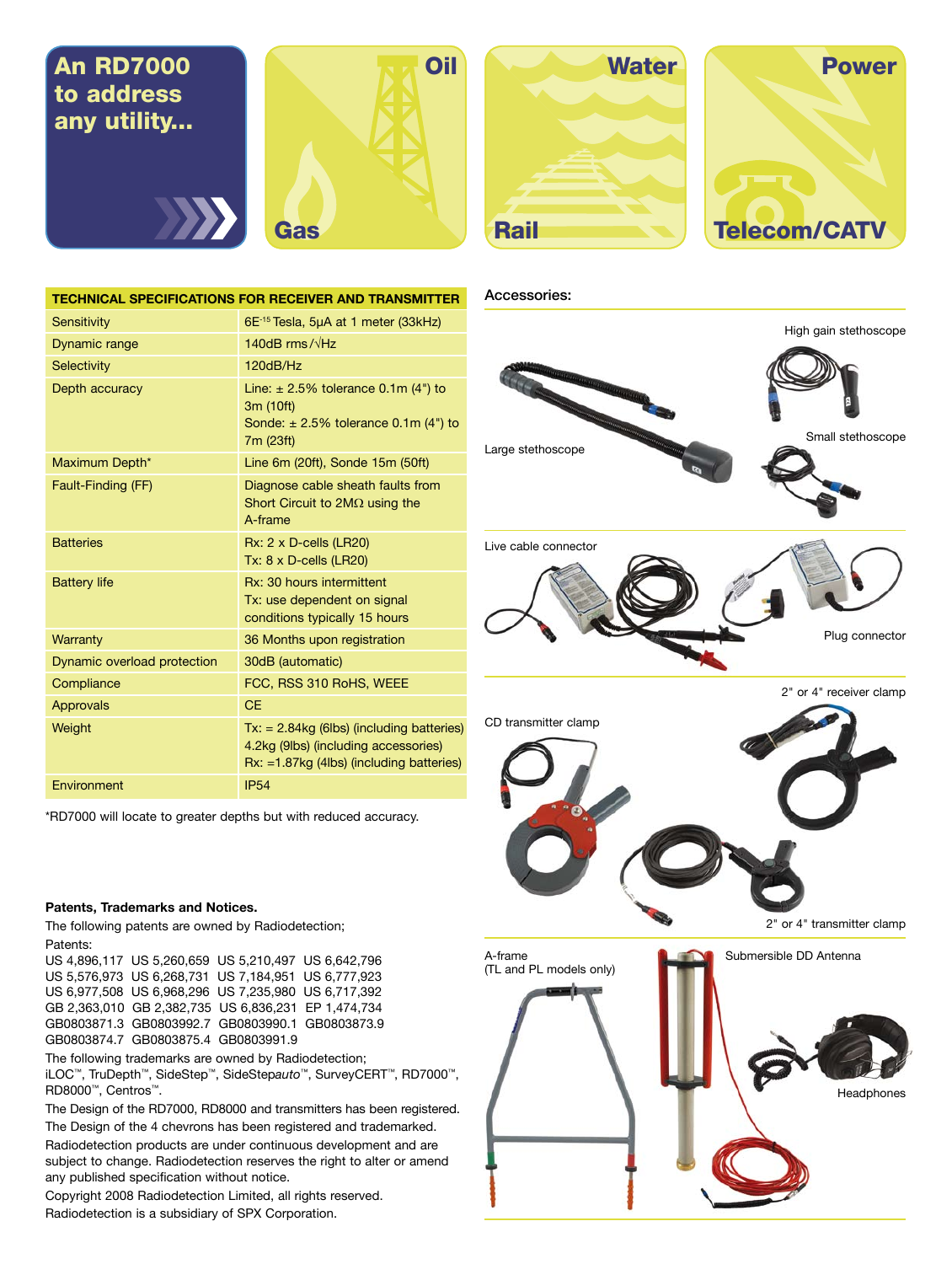## An RD7000 to address any utility...

Oil

Gas

Water

Rail

Power

Telecom/CATV

| TECHNICAL SPECIFICATIONS FOR RECEIVER AND TRANSMITTER | |
|---|---|
| Sensitivity | 6E[-15] Tesla, 5µA at 1 meter (33kHz) |
| Dynamic range | 140dB rms/√Hz |
| Selectivity | 120dB/Hz |
| Depth accuracy | Line: ± 2.5% tolerance 0.1m (4") to 3m (10ft)<br>Sonde: ± 2.5% tolerance 0.1m (4") to 7m (23ft) |
| Maximum Depth* | Line 6m (20ft), Sonde 15m (50ft) |
| Fault-Finding (FF) | Diagnose cable sheath faults from Short Circuit to 2MΩ using the A-frame |
| Batteries | Rx: 2 x D-cells (LR20)<br>Tx: 8 x D-cells (LR20) |
| Battery life | Rx: 30 hours intermittent<br>Tx: use dependent on signal conditions typically 15 hours |
| Warranty | 36 Months upon registration |
| Dynamic overload protection | 30dB (automatic) |
| Compliance | FCC, RSS 310 RoHS, WEEE |
| Approvals | CE |
| Weight | Tx: = 2.84kg (6lbs) (including batteries)<br>4.2kg (9lbs) (including accessories)<br>Rx: =1.87kg (4lbs) (including batteries) |
| Environment | IP54 |

*RD7000 will locate to greater depths but with reduced accuracy.

### Accessories:

- High gain stethoscope
- Large stethoscope
- Small stethoscope
- Live cable connector
- Plug connector
- 2" or 4" receiver clamp
- CD transmitter clamp
- 2" or 4" transmitter clamp
- A-frame (TL and PL models only)
- Submersible DD Antenna
- Headphones

### Patents, Trademarks and Notices.

The following patents are owned by Radiodetection;

Patents:

US 4,896,117 US 5,260,659 US 5,210,497 US 6,642,796
US 5,576,973 US 6,268,731 US 7,184,951 US 6,777,923
US 6,977,508 US 6,968,296 US 7,235,980 US 6,717,392
GB 2,363,010 GB 2,382,735 US 6,836,231 EP 1,474,734
GB0803871.3 GB0803992.7 GB0803990.1 GB0803873.9
GB0803874.7 GB0803875.4 GB0803991.9

The following trademarks are owned by Radiodetection;
iLOC™, TruDepth™, SideStep™, SideStep*auto*™, SurveyCERT™, RD7000™, RD8000™, Centros™.

The Design of the RD7000, RD8000 and transmitters has been registered.

The Design of the 4 chevrons has been registered and trademarked.

Radiodetection products are under continuous development and are subject to change. Radiodetection reserves the right to alter or amend any published specification without notice.

Copyright 2008 Radiodetection Limited, all rights reserved.

Radiodetection is a subsidiary of SPX Corporation.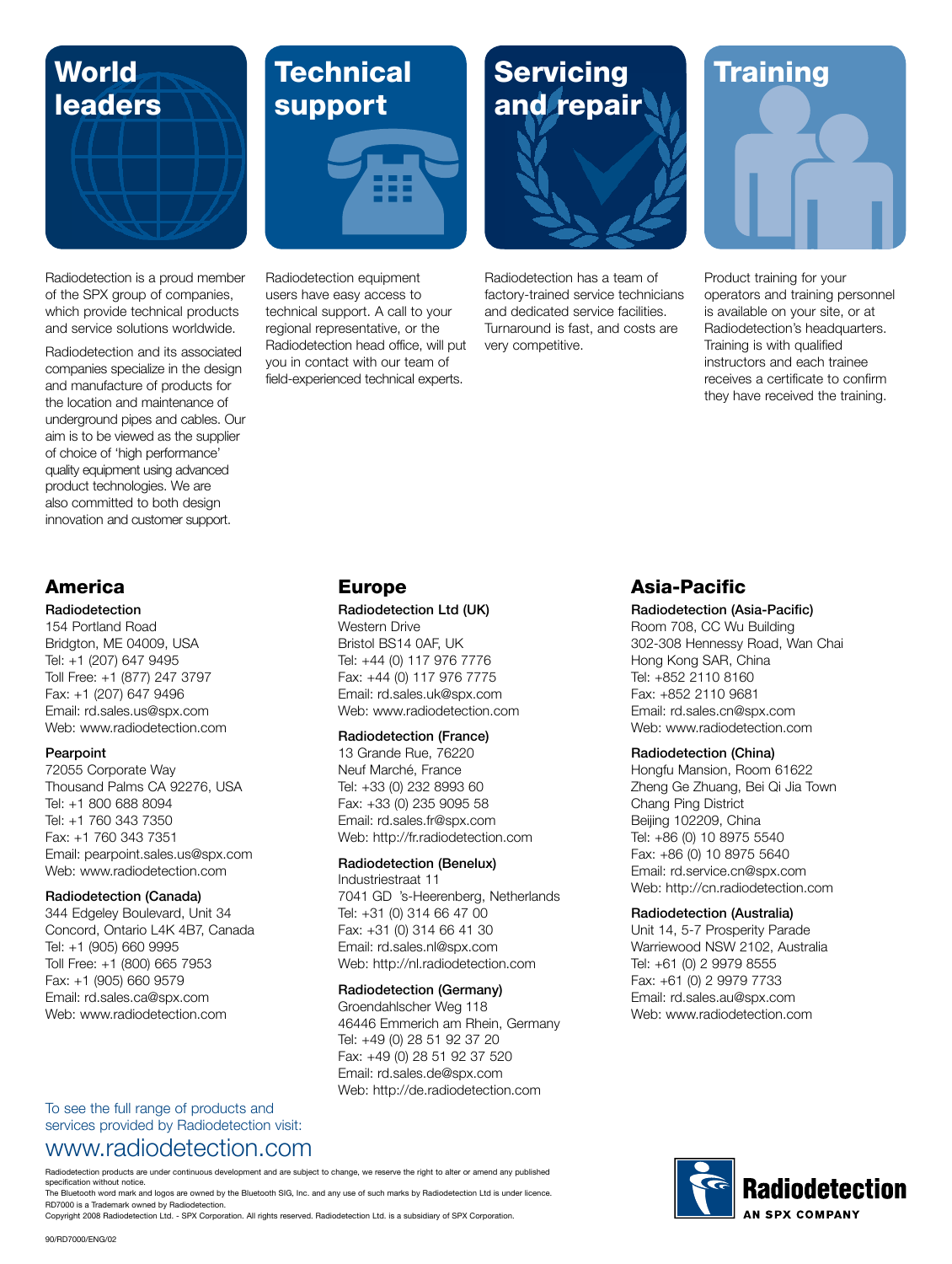## World leaders

Radiodetection is a proud member of the SPX group of companies, which provide technical products and service solutions worldwide.

Radiodetection and its associated companies specialize in the design and manufacture of products for the location and maintenance of underground pipes and cables. Our aim is to be viewed as the supplier of choice of 'high performance' quality equipment using advanced product technologies. We are also committed to both design innovation and customer support.

## Technical support

Radiodetection equipment users have easy access to technical support. A call to your regional representative, or the Radiodetection head office, will put you in contact with our team of field-experienced technical experts.

## Servicing and repair

Radiodetection has a team of factory-trained service technicians and dedicated service facilities. Turnaround is fast, and costs are very competitive.

## Training

Product training for your operators and training personnel is available on your site, or at Radiodetection's headquarters. Training is with qualified instructors and each trainee receives a certificate to confirm they have received the training.

## America

**Radiodetection**
154 Portland Road
Bridgton, ME 04009, USA
Tel: +1 (207) 647 9495
Toll Free: +1 (877) 247 3797
Fax: +1 (207) 647 9496
Email: rd.sales.us@spx.com
Web: www.radiodetection.com

**Pearpoint**
72055 Corporate Way
Thousand Palms CA 92276, USA
Tel: +1 800 688 8094
Tel: +1 760 343 7350
Fax: +1 760 343 7351
Email: pearpoint.sales.us@spx.com
Web: www.radiodetection.com

**Radiodetection (Canada)**
344 Edgeley Boulevard, Unit 34
Concord, Ontario L4K 4B7, Canada
Tel: +1 (905) 660 9995
Toll Free: +1 (800) 665 7953
Fax: +1 (905) 660 9579
Email: rd.sales.ca@spx.com
Web: www.radiodetection.com

## Europe

**Radiodetection Ltd (UK)**
Western Drive
Bristol BS14 0AF, UK
Tel: +44 (0) 117 976 7776
Fax: +44 (0) 117 976 7775
Email: rd.sales.uk@spx.com
Web: www.radiodetection.com

**Radiodetection (France)**
13 Grande Rue, 76220
Neuf Marché, France
Tel: +33 (0) 232 8993 60
Fax: +33 (0) 235 9095 58
Email: rd.sales.fr@spx.com
Web: http://fr.radiodetection.com

**Radiodetection (Benelux)**
Industriestraat 11
7041 GD 's-Heerenberg, Netherlands
Tel: +31 (0) 314 66 47 00
Fax: +31 (0) 314 66 41 30
Email: rd.sales.nl@spx.com
Web: http://nl.radiodetection.com

**Radiodetection (Germany)**
Groendahlscher Weg 118
46446 Emmerich am Rhein, Germany
Tel: +49 (0) 28 51 92 37 20
Fax: +49 (0) 28 51 92 37 520
Email: rd.sales.de@spx.com
Web: http://de.radiodetection.com

## Asia-Pacific

**Radiodetection (Asia-Pacific)**
Room 708, CC Wu Building
302-308 Hennessy Road, Wan Chai
Hong Kong SAR, China
Tel: +852 2110 8160
Fax: +852 2110 9681
Email: rd.sales.cn@spx.com
Web: www.radiodetection.com

**Radiodetection (China)**
Hongfu Mansion, Room 61622
Zheng Ge Zhuang, Bei Qi Jia Town
Chang Ping District
Beijing 102209, China
Tel: +86 (0) 10 8975 5540
Fax: +86 (0) 10 8975 5640
Email: rd.service.cn@spx.com
Web: http://cn.radiodetection.com

**Radiodetection (Australia)**
Unit 14, 5-7 Prosperity Parade
Warriewood NSW 2102, Australia
Tel: +61 (0) 2 9979 8555
Fax: +61 (0) 2 9979 7733
Email: rd.sales.au@spx.com
Web: www.radiodetection.com

To see the full range of products and services provided by Radiodetection visit:

www.radiodetection.com

Radiodetection products are under continuous development and are subject to change, we reserve the right to alter or amend any published specification without notice.
The Bluetooth word mark and logos are owned by the Bluetooth SIG, Inc. and any use of such marks by Radiodetection Ltd is under licence.
RD7000 is a Trademark owned by Radiodetection.
Copyright 2008 Radiodetection Ltd. - SPX Corporation. All rights reserved. Radiodetection Ltd. is a subsidiary of SPX Corporation.

Radiodetection
AN SPX COMPANY

90/RD7000/ENG/02